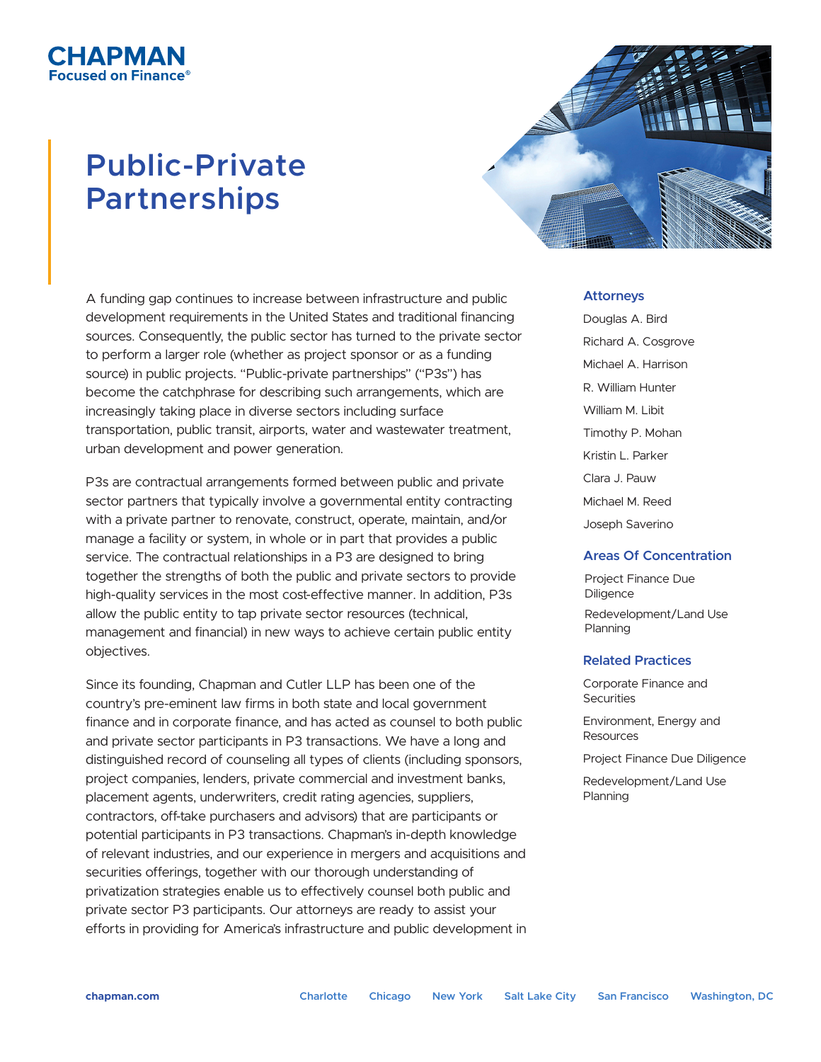# CHAPMAN

**Focused on Finance®**

# Public-Private Partnerships

A funding gap continues to increase between infrastructure and public development requirements in the United States and traditional financing sources. Consequently, the public sector has turned to the private sector to perform a larger role (whether as project sponsor or as a funding source) in public projects. "Public-private partnerships" ("P3s") has become the catchphrase for describing such arrangements, which are increasingly taking place in diverse sectors including surface transportation, public transit, airports, water and wastewater treatment, urban development and power generation.

P3s are contractual arrangements formed between public and private sector partners that typically involve a governmental entity contracting with a private partner to renovate, construct, operate, maintain, and/or manage a facility or system, in whole or in part that provides a public service. The contractual relationships in a P3 are designed to bring together the strengths of both the public and private sectors to provide high-quality services in the most cost-effective manner. In addition, P3s allow the public entity to tap private sector resources (technical, management and financial) in new ways to achieve certain public entity objectives.

Since its founding, Chapman and Cutler LLP has been one of the country's pre-eminent law firms in both state and local government finance and in corporate finance, and has acted as counsel to both public and private sector participants in P3 transactions. We have a long and distinguished record of counseling all types of clients (including sponsors, project companies, lenders, private commercial and investment banks, placement agents, underwriters, credit rating agencies, suppliers, contractors, off-take purchasers and advisors) that are participants or potential participants in P3 transactions. Chapman's in-depth knowledge of relevant industries, and our experience in mergers and acquisitions and securities offerings, together with our thorough understanding of privatization strategies enable us to effectively counsel both public and private sector P3 participants. Our attorneys are ready to assist your efforts in providing for America's infrastructure and public development in

### Attorneys

- Douglas A. Bird
- Richard A. Cosgrove
- Michael A. Harrison
- R. William Hunter
- William M. Libit
- Timothy P. Mohan
- Kristin L. Parker
- Clara J. Pauw
- Michael M. Reed
- Joseph Saverino

### Areas Of Concentration

- Project Finance Due Diligence
- Redevelopment/Land Use Planning

### Related Practices

- Corporate Finance and Securities
- Environment, Energy and Resources
- Project Finance Due Diligence
- Redevelopment/Land Use Planning

chapman.com | Charlotte | Chicago | New York | Salt Lake City | San Francisco | Washington, DC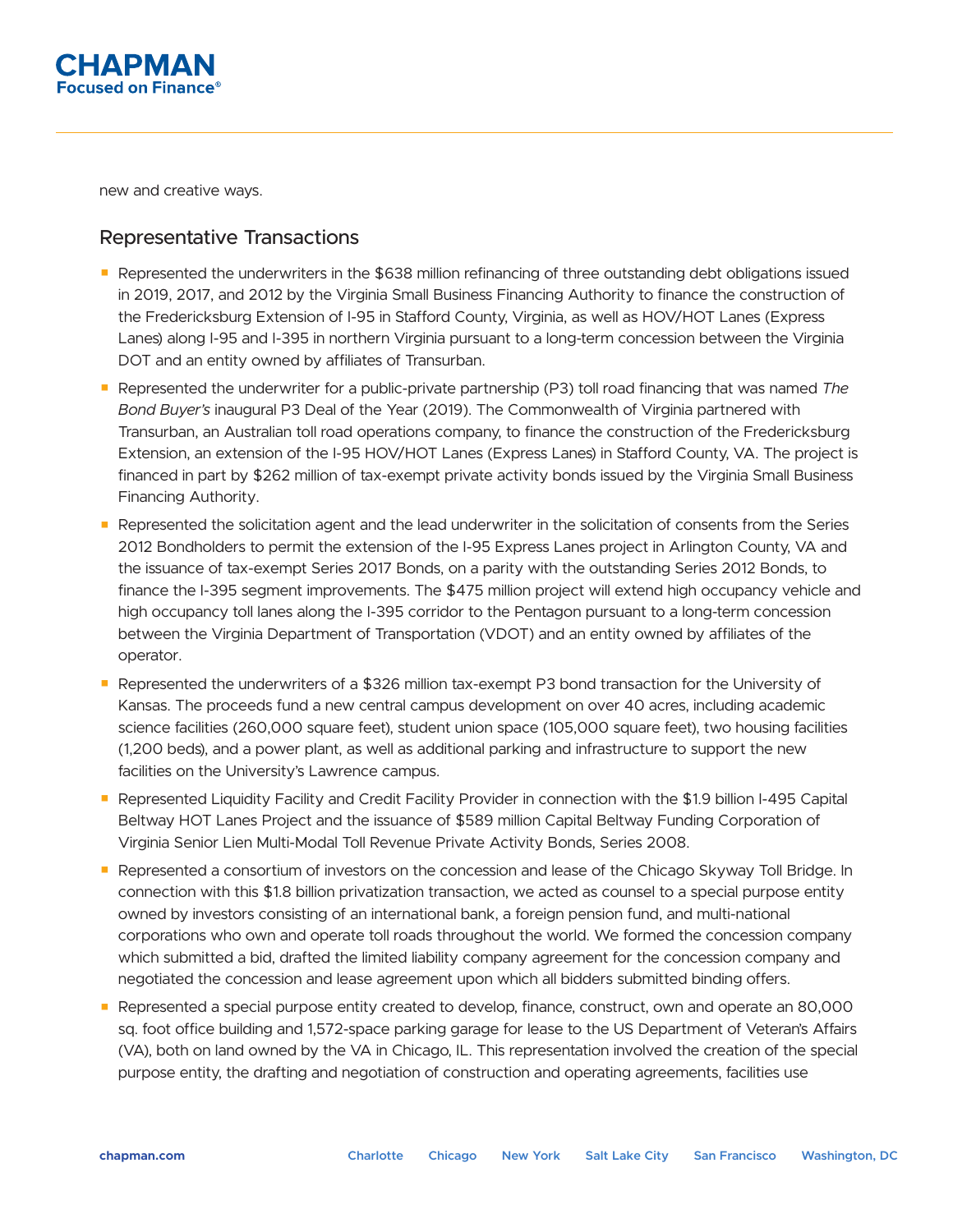new and creative ways.

## Representative Transactions

- Represented the underwriters in the $638 million refinancing of three outstanding debt obligations issued in 2019, 2017, and 2012 by the Virginia Small Business Financing Authority to finance the construction of the Fredericksburg Extension of I-95 in Stafford County, Virginia, as well as HOV/HOT Lanes (Express Lanes) along I-95 and I-395 in northern Virginia pursuant to a long-term concession between the Virginia DOT and an entity owned by affiliates of Transurban.
- Represented the underwriter for a public-private partnership (P3) toll road financing that was named *The Bond Buyer's* inaugural P3 Deal of the Year (2019). The Commonwealth of Virginia partnered with Transurban, an Australian toll road operations company, to finance the construction of the Fredericksburg Extension, an extension of the I-95 HOV/HOT Lanes (Express Lanes) in Stafford County, VA. The project is financed in part by $262 million of tax-exempt private activity bonds issued by the Virginia Small Business Financing Authority.
- Represented the solicitation agent and the lead underwriter in the solicitation of consents from the Series 2012 Bondholders to permit the extension of the I-95 Express Lanes project in Arlington County, VA and the issuance of tax-exempt Series 2017 Bonds, on a parity with the outstanding Series 2012 Bonds, to finance the I-395 segment improvements. The $475 million project will extend high occupancy vehicle and high occupancy toll lanes along the I-395 corridor to the Pentagon pursuant to a long-term concession between the Virginia Department of Transportation (VDOT) and an entity owned by affiliates of the operator.
- Represented the underwriters of a $326 million tax-exempt P3 bond transaction for the University of Kansas. The proceeds fund a new central campus development on over 40 acres, including academic science facilities (260,000 square feet), student union space (105,000 square feet), two housing facilities (1,200 beds), and a power plant, as well as additional parking and infrastructure to support the new facilities on the University's Lawrence campus.
- Represented Liquidity Facility and Credit Facility Provider in connection with the $1.9 billion I-495 Capital Beltway HOT Lanes Project and the issuance of $589 million Capital Beltway Funding Corporation of Virginia Senior Lien Multi-Modal Toll Revenue Private Activity Bonds, Series 2008.
- Represented a consortium of investors on the concession and lease of the Chicago Skyway Toll Bridge. In connection with this $1.8 billion privatization transaction, we acted as counsel to a special purpose entity owned by investors consisting of an international bank, a foreign pension fund, and multi-national corporations who own and operate toll roads throughout the world. We formed the concession company which submitted a bid, drafted the limited liability company agreement for the concession company and negotiated the concession and lease agreement upon which all bidders submitted binding offers.
- Represented a special purpose entity created to develop, finance, construct, own and operate an 80,000 sq. foot office building and 1,572-space parking garage for lease to the US Department of Veteran's Affairs (VA), both on land owned by the VA in Chicago, IL. This representation involved the creation of the special purpose entity, the drafting and negotiation of construction and operating agreements, facilities use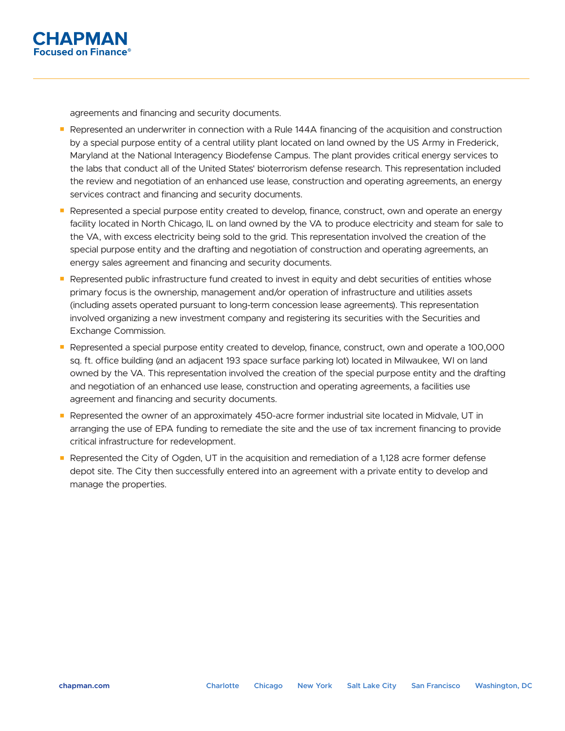agreements and financing and security documents.

- Represented an underwriter in connection with a Rule 144A financing of the acquisition and construction by a special purpose entity of a central utility plant located on land owned by the US Army in Frederick, Maryland at the National Interagency Biodefense Campus. The plant provides critical energy services to the labs that conduct all of the United States' bioterrorism defense research. This representation included the review and negotiation of an enhanced use lease, construction and operating agreements, an energy services contract and financing and security documents.
- Represented a special purpose entity created to develop, finance, construct, own and operate an energy facility located in North Chicago, IL on land owned by the VA to produce electricity and steam for sale to the VA, with excess electricity being sold to the grid. This representation involved the creation of the special purpose entity and the drafting and negotiation of construction and operating agreements, an energy sales agreement and financing and security documents.
- Represented public infrastructure fund created to invest in equity and debt securities of entities whose primary focus is the ownership, management and/or operation of infrastructure and utilities assets (including assets operated pursuant to long-term concession lease agreements). This representation involved organizing a new investment company and registering its securities with the Securities and Exchange Commission.
- Represented a special purpose entity created to develop, finance, construct, own and operate a 100,000 sq. ft. office building (and an adjacent 193 space surface parking lot) located in Milwaukee, WI on land owned by the VA. This representation involved the creation of the special purpose entity and the drafting and negotiation of an enhanced use lease, construction and operating agreements, a facilities use agreement and financing and security documents.
- Represented the owner of an approximately 450-acre former industrial site located in Midvale, UT in arranging the use of EPA funding to remediate the site and the use of tax increment financing to provide critical infrastructure for redevelopment.
- Represented the City of Ogden, UT in the acquisition and remediation of a 1,128 acre former defense depot site. The City then successfully entered into an agreement with a private entity to develop and manage the properties.